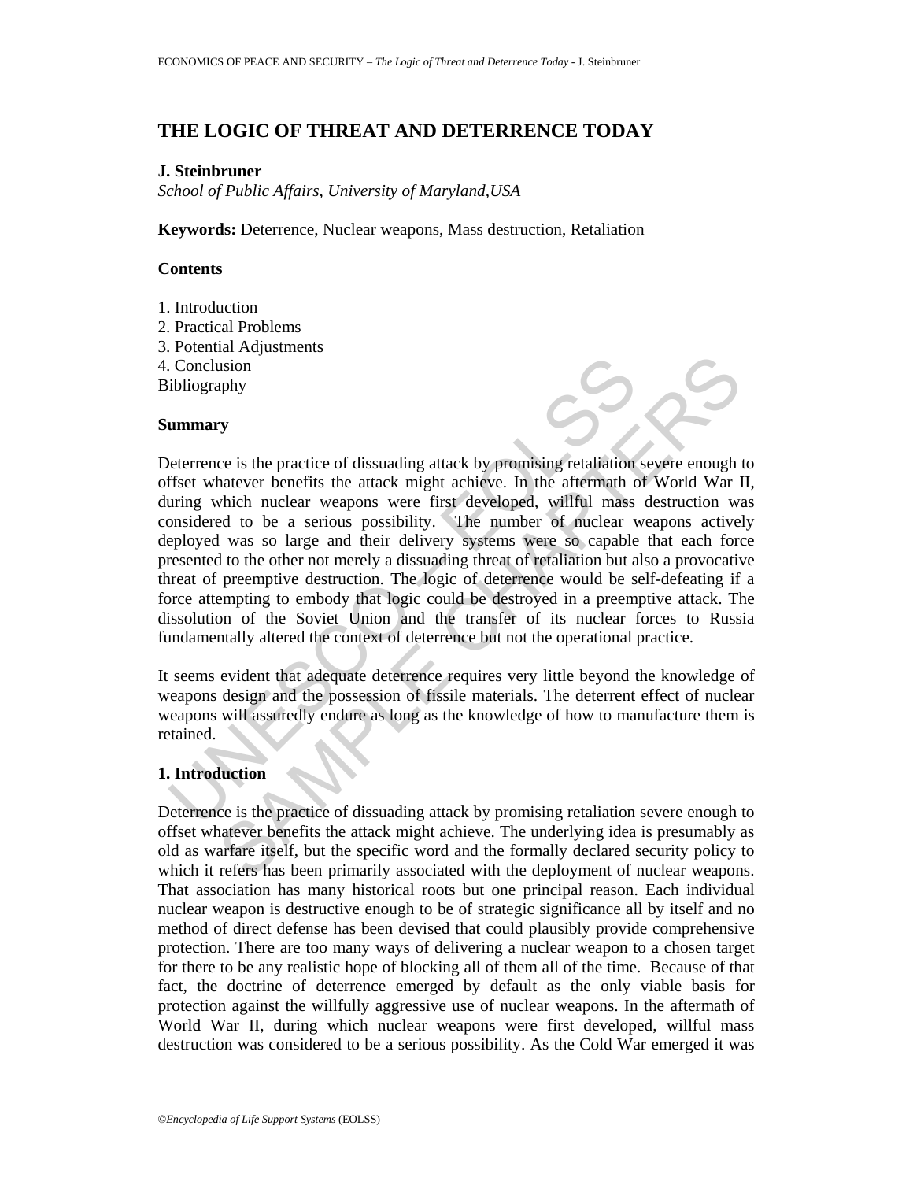# THE LOGIC OF THREAT AND DETERRENCE TODAY

**J. Steinbruner**

*School of Public Affairs, University of Maryland,USA*

**Keywords:** Deterrence, Nuclear weapons, Mass destruction, Retaliation

## Contents

1. Introduction
2. Practical Problems
3. Potential Adjustments
4. Conclusion

Bibliography

## Summary

Deterrence is the practice of dissuading attack by promising retaliation severe enough to offset whatever benefits the attack might achieve. In the aftermath of World War II, during which nuclear weapons were first developed, willful mass destruction was considered to be a serious possibility. The number of nuclear weapons actively deployed was so large and their delivery systems were so capable that each force presented to the other not merely a dissuading threat of retaliation but also a provocative threat of preemptive destruction. The logic of deterrence would be self-defeating if a force attempting to embody that logic could be destroyed in a preemptive attack. The dissolution of the Soviet Union and the transfer of its nuclear forces to Russia fundamentally altered the context of deterrence but not the operational practice.

It seems evident that adequate deterrence requires very little beyond the knowledge of weapons design and the possession of fissile materials. The deterrent effect of nuclear weapons will assuredly endure as long as the knowledge of how to manufacture them is retained.

## 1. Introduction

Deterrence is the practice of dissuading attack by promising retaliation severe enough to offset whatever benefits the attack might achieve. The underlying idea is presumably as old as warfare itself, but the specific word and the formally declared security policy to which it refers has been primarily associated with the deployment of nuclear weapons. That association has many historical roots but one principal reason. Each individual nuclear weapon is destructive enough to be of strategic significance all by itself and no method of direct defense has been devised that could plausibly provide comprehensive protection. There are too many ways of delivering a nuclear weapon to a chosen target for there to be any realistic hope of blocking all of them all of the time. Because of that fact, the doctrine of deterrence emerged by default as the only viable basis for protection against the willfully aggressive use of nuclear weapons. In the aftermath of World War II, during which nuclear weapons were first developed, willful mass destruction was considered to be a serious possibility. As the Cold War emerged it was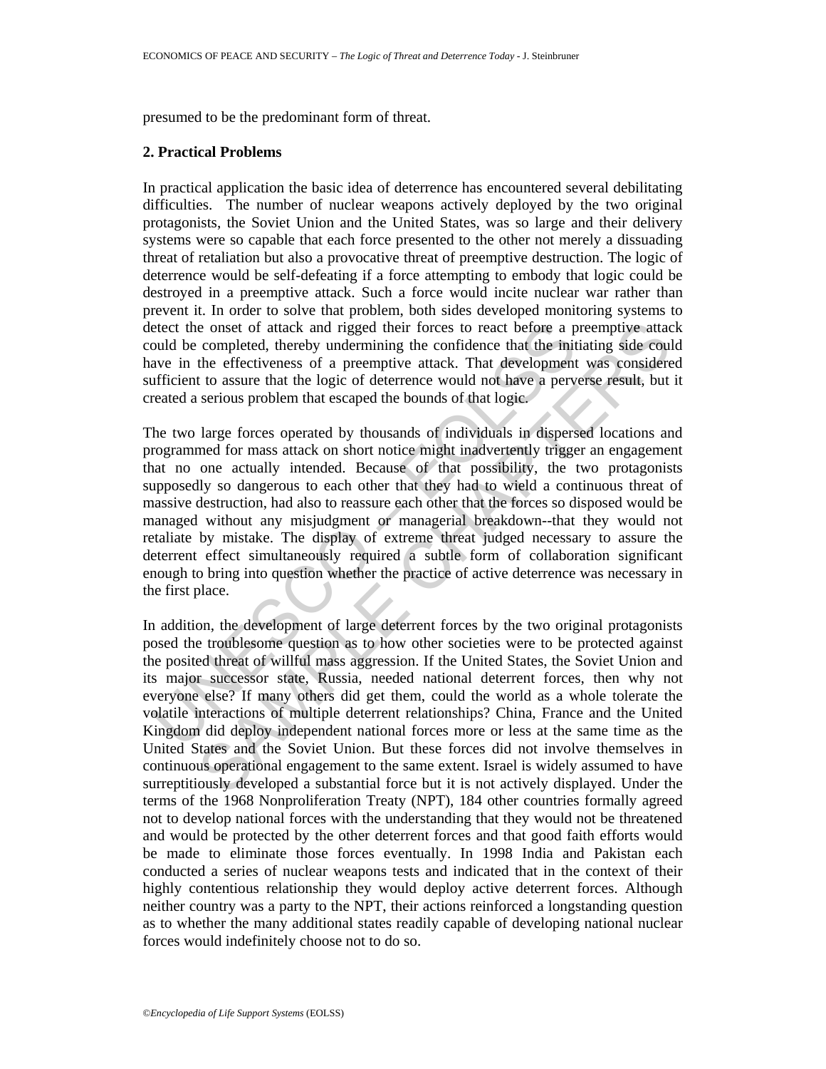presumed to be the predominant form of threat.

## 2. Practical Problems

In practical application the basic idea of deterrence has encountered several debilitating difficulties. The number of nuclear weapons actively deployed by the two original protagonists, the Soviet Union and the United States, was so large and their delivery systems were so capable that each force presented to the other not merely a dissuading threat of retaliation but also a provocative threat of preemptive destruction. The logic of deterrence would be self-defeating if a force attempting to embody that logic could be destroyed in a preemptive attack. Such a force would incite nuclear war rather than prevent it. In order to solve that problem, both sides developed monitoring systems to detect the onset of attack and rigged their forces to react before a preemptive attack could be completed, thereby undermining the confidence that the initiating side could have in the effectiveness of a preemptive attack. That development was considered sufficient to assure that the logic of deterrence would not have a perverse result, but it created a serious problem that escaped the bounds of that logic.

The two large forces operated by thousands of individuals in dispersed locations and programmed for mass attack on short notice might inadvertently trigger an engagement that no one actually intended. Because of that possibility, the two protagonists supposedly so dangerous to each other that they had to wield a continuous threat of massive destruction, had also to reassure each other that the forces so disposed would be managed without any misjudgment or managerial breakdown--that they would not retaliate by mistake. The display of extreme threat judged necessary to assure the deterrent effect simultaneously required a subtle form of collaboration significant enough to bring into question whether the practice of active deterrence was necessary in the first place.

In addition, the development of large deterrent forces by the two original protagonists posed the troublesome question as to how other societies were to be protected against the posited threat of willful mass aggression. If the United States, the Soviet Union and its major successor state, Russia, needed national deterrent forces, then why not everyone else? If many others did get them, could the world as a whole tolerate the volatile interactions of multiple deterrent relationships? China, France and the United Kingdom did deploy independent national forces more or less at the same time as the United States and the Soviet Union. But these forces did not involve themselves in continuous operational engagement to the same extent. Israel is widely assumed to have surreptitiously developed a substantial force but it is not actively displayed. Under the terms of the 1968 Nonproliferation Treaty (NPT), 184 other countries formally agreed not to develop national forces with the understanding that they would not be threatened and would be protected by the other deterrent forces and that good faith efforts would be made to eliminate those forces eventually. In 1998 India and Pakistan each conducted a series of nuclear weapons tests and indicated that in the context of their highly contentious relationship they would deploy active deterrent forces. Although neither country was a party to the NPT, their actions reinforced a longstanding question as to whether the many additional states readily capable of developing national nuclear forces would indefinitely choose not to do so.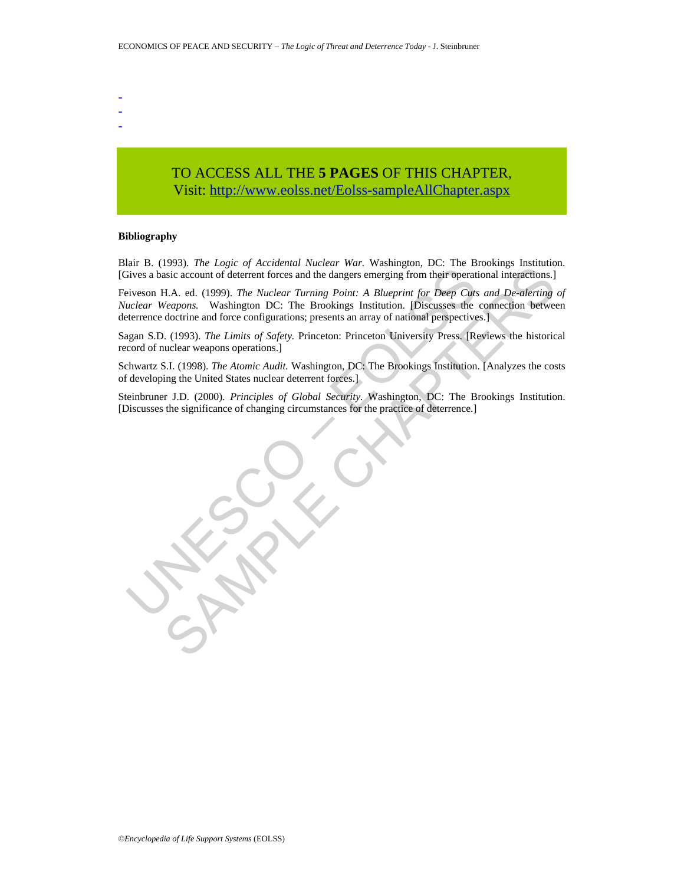-
-
-

TO ACCESS ALL THE **5 PAGES** OF THIS CHAPTER,
Visit: http://www.eolss.net/Eolss-sampleAllChapter.aspx

**Bibliography**

Blair B. (1993). *The Logic of Accidental Nuclear War.* Washington, DC: The Brookings Institution. [Gives a basic account of deterrent forces and the dangers emerging from their operational interactions.]

Feiveson H.A. ed. (1999). *The Nuclear Turning Point: A Blueprint for Deep Cuts and De-alerting of Nuclear Weapons.* Washington DC: The Brookings Institution. [Discusses the connection between deterrence doctrine and force configurations; presents an array of national perspectives.]

Sagan S.D. (1993). *The Limits of Safety.* Princeton: Princeton University Press. [Reviews the historical record of nuclear weapons operations.]

Schwartz S.I. (1998). *The Atomic Audit.* Washington, DC: The Brookings Institution. [Analyzes the costs of developing the United States nuclear deterrent forces.]

Steinbruner J.D. (2000). *Principles of Global Security.* Washington, DC: The Brookings Institution. [Discusses the significance of changing circumstances for the practice of deterrence.]